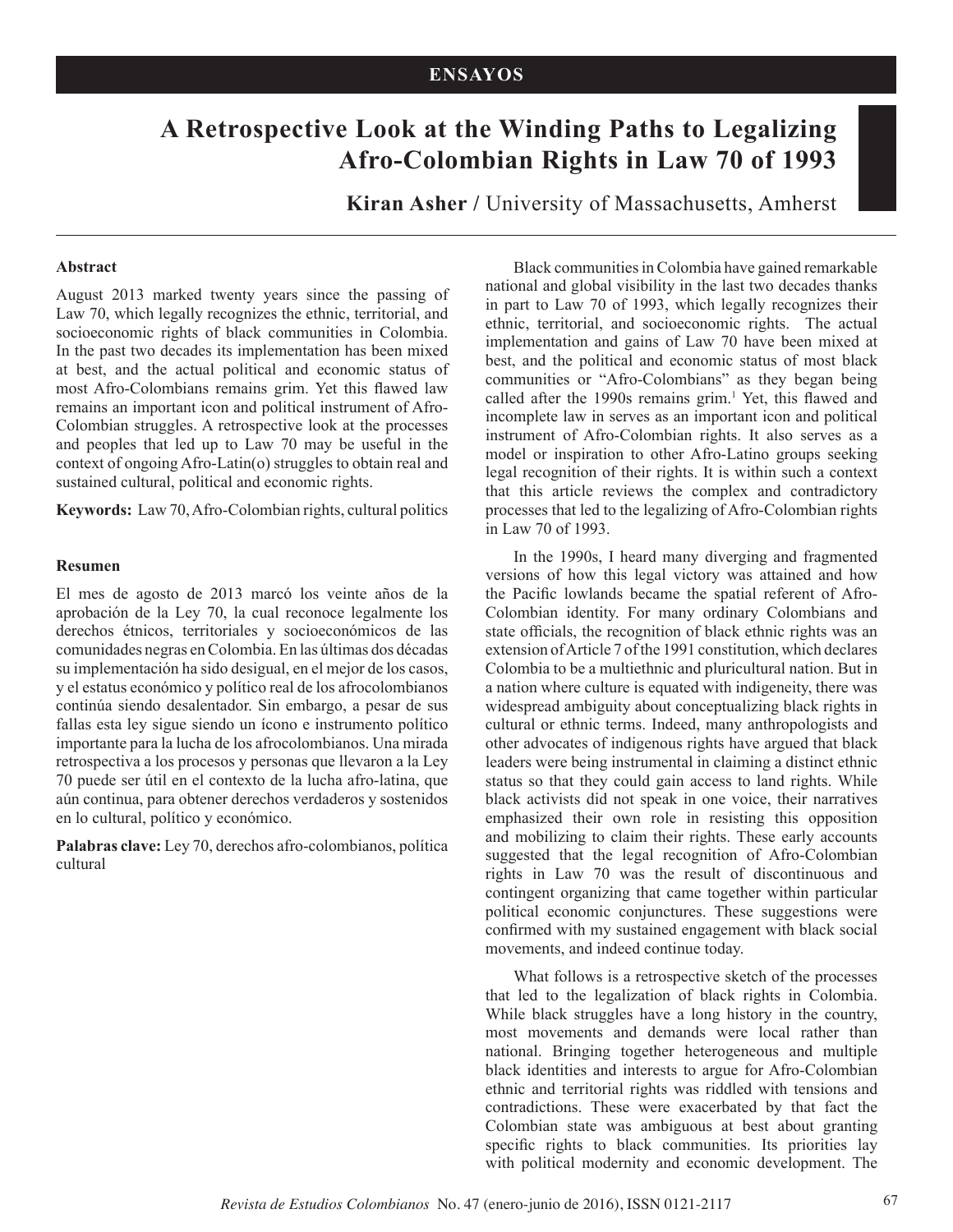ENSAYOS

# A Retrospective Look at the Winding Paths to Legalizing Afro-Colombian Rights in Law 70 of 1993

**Kiran Asher** / University of Massachusetts, Amherst

**Abstract**

August 2013 marked twenty years since the passing of Law 70, which legally recognizes the ethnic, territorial, and socioeconomic rights of black communities in Colombia. In the past two decades its implementation has been mixed at best, and the actual political and economic status of most Afro-Colombians remains grim. Yet this flawed law remains an important icon and political instrument of Afro-Colombian struggles. A retrospective look at the processes and peoples that led up to Law 70 may be useful in the context of ongoing Afro-Latin(o) struggles to obtain real and sustained cultural, political and economic rights.

**Keywords:** Law 70, Afro-Colombian rights, cultural politics

**Resumen**

El mes de agosto de 2013 marcó los veinte años de la aprobación de la Ley 70, la cual reconoce legalmente los derechos étnicos, territoriales y socioeconómicos de las comunidades negras en Colombia. En las últimas dos décadas su implementación ha sido desigual, en el mejor de los casos, y el estatus económico y político real de los afrocolombianos continúa siendo desalentador. Sin embargo, a pesar de sus fallas esta ley sigue siendo un ícono e instrumento político importante para la lucha de los afrocolombianos. Una mirada retrospectiva a los procesos y personas que llevaron a la Ley 70 puede ser útil en el contexto de la lucha afro-latina, que aún continua, para obtener derechos verdaderos y sostenidos en lo cultural, político y económico.

**Palabras clave:** Ley 70, derechos afro-colombianos, política cultural

Black communities in Colombia have gained remarkable national and global visibility in the last two decades thanks in part to Law 70 of 1993, which legally recognizes their ethnic, territorial, and socioeconomic rights. The actual implementation and gains of Law 70 have been mixed at best, and the political and economic status of most black communities or "Afro-Colombians" as they began being called after the 1990s remains grim.[1] Yet, this flawed and incomplete law in serves as an important icon and political instrument of Afro-Colombian rights. It also serves as a model or inspiration to other Afro-Latino groups seeking legal recognition of their rights. It is within such a context that this article reviews the complex and contradictory processes that led to the legalizing of Afro-Colombian rights in Law 70 of 1993.

In the 1990s, I heard many diverging and fragmented versions of how this legal victory was attained and how the Pacific lowlands became the spatial referent of Afro-Colombian identity. For many ordinary Colombians and state officials, the recognition of black ethnic rights was an extension of Article 7 of the 1991 constitution, which declares Colombia to be a multiethnic and pluricultural nation. But in a nation where culture is equated with indigeneity, there was widespread ambiguity about conceptualizing black rights in cultural or ethnic terms. Indeed, many anthropologists and other advocates of indigenous rights have argued that black leaders were being instrumental in claiming a distinct ethnic status so that they could gain access to land rights. While black activists did not speak in one voice, their narratives emphasized their own role in resisting this opposition and mobilizing to claim their rights. These early accounts suggested that the legal recognition of Afro-Colombian rights in Law 70 was the result of discontinuous and contingent organizing that came together within particular political economic conjunctures. These suggestions were confirmed with my sustained engagement with black social movements, and indeed continue today.

What follows is a retrospective sketch of the processes that led to the legalization of black rights in Colombia. While black struggles have a long history in the country, most movements and demands were local rather than national. Bringing together heterogeneous and multiple black identities and interests to argue for Afro-Colombian ethnic and territorial rights was riddled with tensions and contradictions. These were exacerbated by that fact the Colombian state was ambiguous at best about granting specific rights to black communities. Its priorities lay with political modernity and economic development. The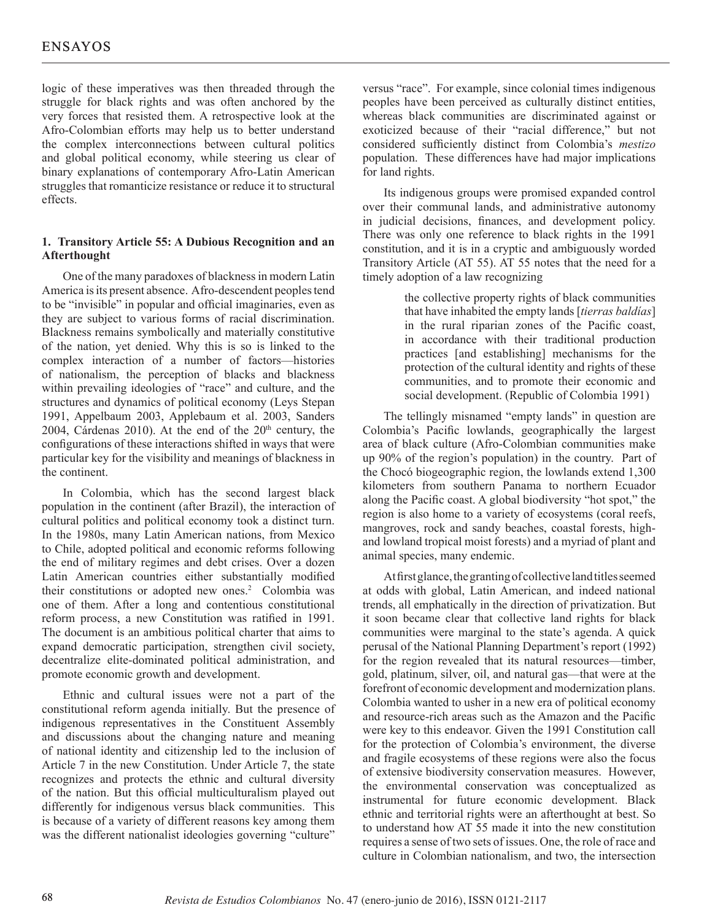logic of these imperatives was then threaded through the struggle for black rights and was often anchored by the very forces that resisted them. A retrospective look at the Afro-Colombian efforts may help us to better understand the complex interconnections between cultural politics and global political economy, while steering us clear of binary explanations of contemporary Afro-Latin American struggles that romanticize resistance or reduce it to structural effects.

### 1. Transitory Article 55: A Dubious Recognition and an Afterthought

One of the many paradoxes of blackness in modern Latin America is its present absence. Afro-descendent peoples tend to be "invisible" in popular and official imaginaries, even as they are subject to various forms of racial discrimination. Blackness remains symbolically and materially constitutive of the nation, yet denied. Why this is so is linked to the complex interaction of a number of factors—histories of nationalism, the perception of blacks and blackness within prevailing ideologies of "race" and culture, and the structures and dynamics of political economy (Leys Stepan 1991, Appelbaum 2003, Applebaum et al. 2003, Sanders 2004, Cárdenas 2010). At the end of the 20th century, the configurations of these interactions shifted in ways that were particular key for the visibility and meanings of blackness in the continent.

In Colombia, which has the second largest black population in the continent (after Brazil), the interaction of cultural politics and political economy took a distinct turn. In the 1980s, many Latin American nations, from Mexico to Chile, adopted political and economic reforms following the end of military regimes and debt crises. Over a dozen Latin American countries either substantially modified their constitutions or adopted new ones.[2] Colombia was one of them. After a long and contentious constitutional reform process, a new Constitution was ratified in 1991. The document is an ambitious political charter that aims to expand democratic participation, strengthen civil society, decentralize elite-dominated political administration, and promote economic growth and development.

Ethnic and cultural issues were not a part of the constitutional reform agenda initially. But the presence of indigenous representatives in the Constituent Assembly and discussions about the changing nature and meaning of national identity and citizenship led to the inclusion of Article 7 in the new Constitution. Under Article 7, the state recognizes and protects the ethnic and cultural diversity of the nation. But this official multiculturalism played out differently for indigenous versus black communities. This is because of a variety of different reasons key among them was the different nationalist ideologies governing "culture" versus "race". For example, since colonial times indigenous peoples have been perceived as culturally distinct entities, whereas black communities are discriminated against or exoticized because of their "racial difference," but not considered sufficiently distinct from Colombia's *mestizo* population. These differences have had major implications for land rights.

Its indigenous groups were promised expanded control over their communal lands, and administrative autonomy in judicial decisions, finances, and development policy. There was only one reference to black rights in the 1991 constitution, and it is in a cryptic and ambiguously worded Transitory Article (AT 55). AT 55 notes that the need for a timely adoption of a law recognizing

> the collective property rights of black communities that have inhabited the empty lands [*tierras baldías*] in the rural riparian zones of the Pacific coast, in accordance with their traditional production practices [and establishing] mechanisms for the protection of the cultural identity and rights of these communities, and to promote their economic and social development. (Republic of Colombia 1991)

The tellingly misnamed "empty lands" in question are Colombia's Pacific lowlands, geographically the largest area of black culture (Afro-Colombian communities make up 90% of the region's population) in the country. Part of the Chocó biogeographic region, the lowlands extend 1,300 kilometers from southern Panama to northern Ecuador along the Pacific coast. A global biodiversity "hot spot," the region is also home to a variety of ecosystems (coral reefs, mangroves, rock and sandy beaches, coastal forests, high- and lowland tropical moist forests) and a myriad of plant and animal species, many endemic.

At first glance, the granting of collective land titles seemed at odds with global, Latin American, and indeed national trends, all emphatically in the direction of privatization. But it soon became clear that collective land rights for black communities were marginal to the state's agenda. A quick perusal of the National Planning Department's report (1992) for the region revealed that its natural resources—timber, gold, platinum, silver, oil, and natural gas—that were at the forefront of economic development and modernization plans. Colombia wanted to usher in a new era of political economy and resource-rich areas such as the Amazon and the Pacific were key to this endeavor. Given the 1991 Constitution call for the protection of Colombia's environment, the diverse and fragile ecosystems of these regions were also the focus of extensive biodiversity conservation measures. However, the environmental conservation was conceptualized as instrumental for future economic development. Black ethnic and territorial rights were an afterthought at best. So to understand how AT 55 made it into the new constitution requires a sense of two sets of issues. One, the role of race and culture in Colombian nationalism, and two, the intersection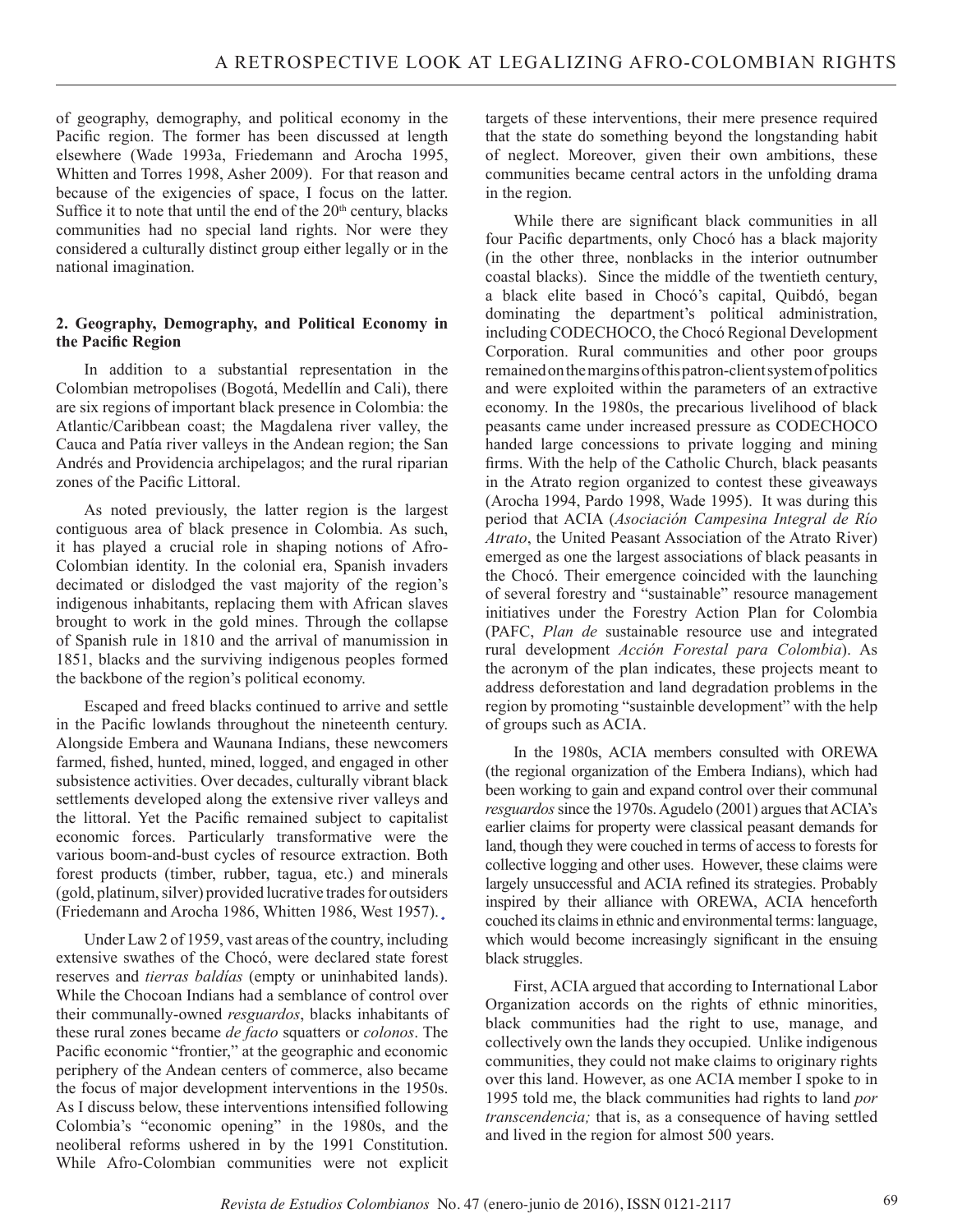of geography, demography, and political economy in the Pacific region. The former has been discussed at length elsewhere (Wade 1993a, Friedemann and Arocha 1995, Whitten and Torres 1998, Asher 2009). For that reason and because of the exigencies of space, I focus on the latter. Suffice it to note that until the end of the 20th century, blacks communities had no special land rights. Nor were they considered a culturally distinct group either legally or in the national imagination.

## 2. Geography, Demography, and Political Economy in the Pacific Region

In addition to a substantial representation in the Colombian metropolises (Bogotá, Medellín and Cali), there are six regions of important black presence in Colombia: the Atlantic/Caribbean coast; the Magdalena river valley, the Cauca and Patía river valleys in the Andean region; the San Andrés and Providencia archipelagos; and the rural riparian zones of the Pacific Littoral.

As noted previously, the latter region is the largest contiguous area of black presence in Colombia. As such, it has played a crucial role in shaping notions of Afro-Colombian identity. In the colonial era, Spanish invaders decimated or dislodged the vast majority of the region's indigenous inhabitants, replacing them with African slaves brought to work in the gold mines. Through the collapse of Spanish rule in 1810 and the arrival of manumission in 1851, blacks and the surviving indigenous peoples formed the backbone of the region's political economy.

Escaped and freed blacks continued to arrive and settle in the Pacific lowlands throughout the nineteenth century. Alongside Embera and Waunana Indians, these newcomers farmed, fished, hunted, mined, logged, and engaged in other subsistence activities. Over decades, culturally vibrant black settlements developed along the extensive river valleys and the littoral. Yet the Pacific remained subject to capitalist economic forces. Particularly transformative were the various boom-and-bust cycles of resource extraction. Both forest products (timber, rubber, tagua, etc.) and minerals (gold, platinum, silver) provided lucrative trades for outsiders (Friedemann and Arocha 1986, Whitten 1986, West 1957).

Under Law 2 of 1959, vast areas of the country, including extensive swathes of the Chocó, were declared state forest reserves and *tierras baldías* (empty or uninhabited lands). While the Chocoan Indians had a semblance of control over their communally-owned *resguardos*, blacks inhabitants of these rural zones became *de facto* squatters or *colonos*. The Pacific economic "frontier," at the geographic and economic periphery of the Andean centers of commerce, also became the focus of major development interventions in the 1950s. As I discuss below, these interventions intensified following Colombia's "economic opening" in the 1980s, and the neoliberal reforms ushered in by the 1991 Constitution. While Afro-Colombian communities were not explicit targets of these interventions, their mere presence required that the state do something beyond the longstanding habit of neglect. Moreover, given their own ambitions, these communities became central actors in the unfolding drama in the region.

While there are significant black communities in all four Pacific departments, only Chocó has a black majority (in the other three, nonblacks in the interior outnumber coastal blacks). Since the middle of the twentieth century, a black elite based in Chocó's capital, Quibdó, began dominating the department's political administration, including CODECHOCO, the Chocó Regional Development Corporation. Rural communities and other poor groups remained on the margins of this patron-client system of politics and were exploited within the parameters of an extractive economy. In the 1980s, the precarious livelihood of black peasants came under increased pressure as CODECHOCO handed large concessions to private logging and mining firms. With the help of the Catholic Church, black peasants in the Atrato region organized to contest these giveaways (Arocha 1994, Pardo 1998, Wade 1995). It was during this period that ACIA (*Asociación Campesina Integral de Río Atrato*, the United Peasant Association of the Atrato River) emerged as one the largest associations of black peasants in the Chocó. Their emergence coincided with the launching of several forestry and "sustainable" resource management initiatives under the Forestry Action Plan for Colombia (PAFC, *Plan de* sustainable resource use and integrated rural development *Acción Forestal para Colombia*). As the acronym of the plan indicates, these projects meant to address deforestation and land degradation problems in the region by promoting "sustainble development" with the help of groups such as ACIA.

In the 1980s, ACIA members consulted with OREWA (the regional organization of the Embera Indians), which had been working to gain and expand control over their communal *resguardos* since the 1970s. Agudelo (2001) argues that ACIA's earlier claims for property were classical peasant demands for land, though they were couched in terms of access to forests for collective logging and other uses. However, these claims were largely unsuccessful and ACIA refined its strategies. Probably inspired by their alliance with OREWA, ACIA henceforth couched its claims in ethnic and environmental terms: language, which would become increasingly significant in the ensuing black struggles.

First, ACIA argued that according to International Labor Organization accords on the rights of ethnic minorities, black communities had the right to use, manage, and collectively own the lands they occupied. Unlike indigenous communities, they could not make claims to originary rights over this land. However, as one ACIA member I spoke to in 1995 told me, the black communities had rights to land *por transcendencia;* that is, as a consequence of having settled and lived in the region for almost 500 years.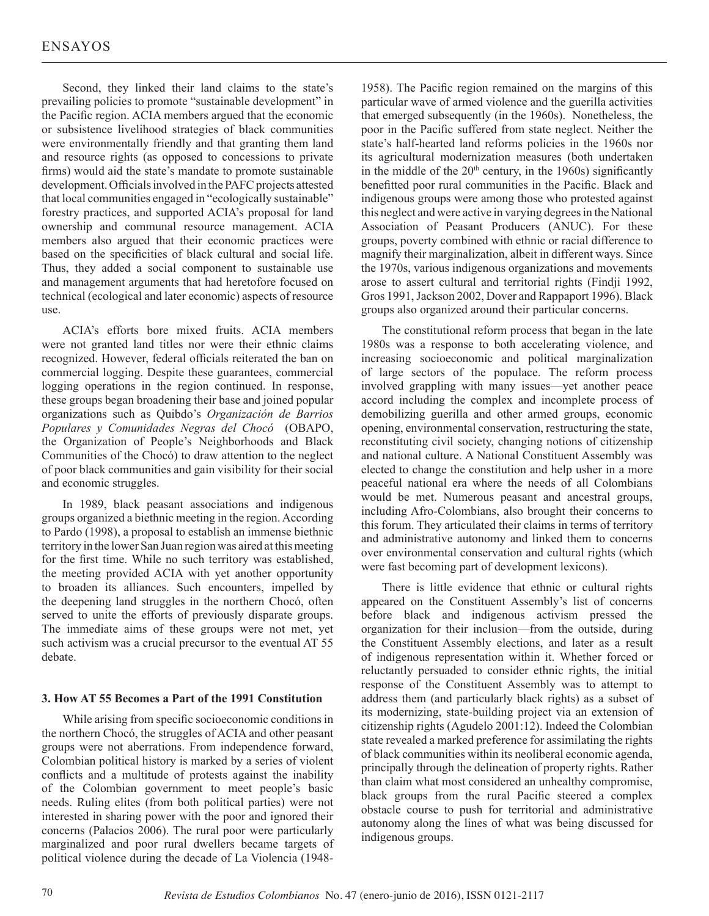Second, they linked their land claims to the state's prevailing policies to promote "sustainable development" in the Pacific region. ACIA members argued that the economic or subsistence livelihood strategies of black communities were environmentally friendly and that granting them land and resource rights (as opposed to concessions to private firms) would aid the state's mandate to promote sustainable development. Officials involved in the PAFC projects attested that local communities engaged in "ecologically sustainable" forestry practices, and supported ACIA's proposal for land ownership and communal resource management. ACIA members also argued that their economic practices were based on the specificities of black cultural and social life. Thus, they added a social component to sustainable use and management arguments that had heretofore focused on technical (ecological and later economic) aspects of resource use.

ACIA's efforts bore mixed fruits. ACIA members were not granted land titles nor were their ethnic claims recognized. However, federal officials reiterated the ban on commercial logging. Despite these guarantees, commercial logging operations in the region continued. In response, these groups began broadening their base and joined popular organizations such as Quibdo's *Organización de Barrios Populares y Comunidades Negras del Chocó* (OBAPO, the Organization of People's Neighborhoods and Black Communities of the Chocó) to draw attention to the neglect of poor black communities and gain visibility for their social and economic struggles.

In 1989, black peasant associations and indigenous groups organized a biethnic meeting in the region. According to Pardo (1998), a proposal to establish an immense biethnic territory in the lower San Juan region was aired at this meeting for the first time. While no such territory was established, the meeting provided ACIA with yet another opportunity to broaden its alliances. Such encounters, impelled by the deepening land struggles in the northern Chocó, often served to unite the efforts of previously disparate groups. The immediate aims of these groups were not met, yet such activism was a crucial precursor to the eventual AT 55 debate.

### 3. How AT 55 Becomes a Part of the 1991 Constitution

While arising from specific socioeconomic conditions in the northern Chocó, the struggles of ACIA and other peasant groups were not aberrations. From independence forward, Colombian political history is marked by a series of violent conflicts and a multitude of protests against the inability of the Colombian government to meet people's basic needs. Ruling elites (from both political parties) were not interested in sharing power with the poor and ignored their concerns (Palacios 2006). The rural poor were particularly marginalized and poor rural dwellers became targets of political violence during the decade of La Violencia (1948-1958). The Pacific region remained on the margins of this particular wave of armed violence and the guerilla activities that emerged subsequently (in the 1960s). Nonetheless, the poor in the Pacific suffered from state neglect. Neither the state's half-hearted land reforms policies in the 1960s nor its agricultural modernization measures (both undertaken in the middle of the 20th century, in the 1960s) significantly benefitted poor rural communities in the Pacific. Black and indigenous groups were among those who protested against this neglect and were active in varying degrees in the National Association of Peasant Producers (ANUC). For these groups, poverty combined with ethnic or racial difference to magnify their marginalization, albeit in different ways. Since the 1970s, various indigenous organizations and movements arose to assert cultural and territorial rights (Findji 1992, Gros 1991, Jackson 2002, Dover and Rappaport 1996). Black groups also organized around their particular concerns.

The constitutional reform process that began in the late 1980s was a response to both accelerating violence, and increasing socioeconomic and political marginalization of large sectors of the populace. The reform process involved grappling with many issues—yet another peace accord including the complex and incomplete process of demobilizing guerilla and other armed groups, economic opening, environmental conservation, restructuring the state, reconstituting civil society, changing notions of citizenship and national culture. A National Constituent Assembly was elected to change the constitution and help usher in a more peaceful national era where the needs of all Colombians would be met. Numerous peasant and ancestral groups, including Afro-Colombians, also brought their concerns to this forum. They articulated their claims in terms of territory and administrative autonomy and linked them to concerns over environmental conservation and cultural rights (which were fast becoming part of development lexicons).

There is little evidence that ethnic or cultural rights appeared on the Constituent Assembly's list of concerns before black and indigenous activism pressed the organization for their inclusion—from the outside, during the Constituent Assembly elections, and later as a result of indigenous representation within it. Whether forced or reluctantly persuaded to consider ethnic rights, the initial response of the Constituent Assembly was to attempt to address them (and particularly black rights) as a subset of its modernizing, state-building project via an extension of citizenship rights (Agudelo 2001:12). Indeed the Colombian state revealed a marked preference for assimilating the rights of black communities within its neoliberal economic agenda, principally through the delineation of property rights. Rather than claim what most considered an unhealthy compromise, black groups from the rural Pacific steered a complex obstacle course to push for territorial and administrative autonomy along the lines of what was being discussed for indigenous groups.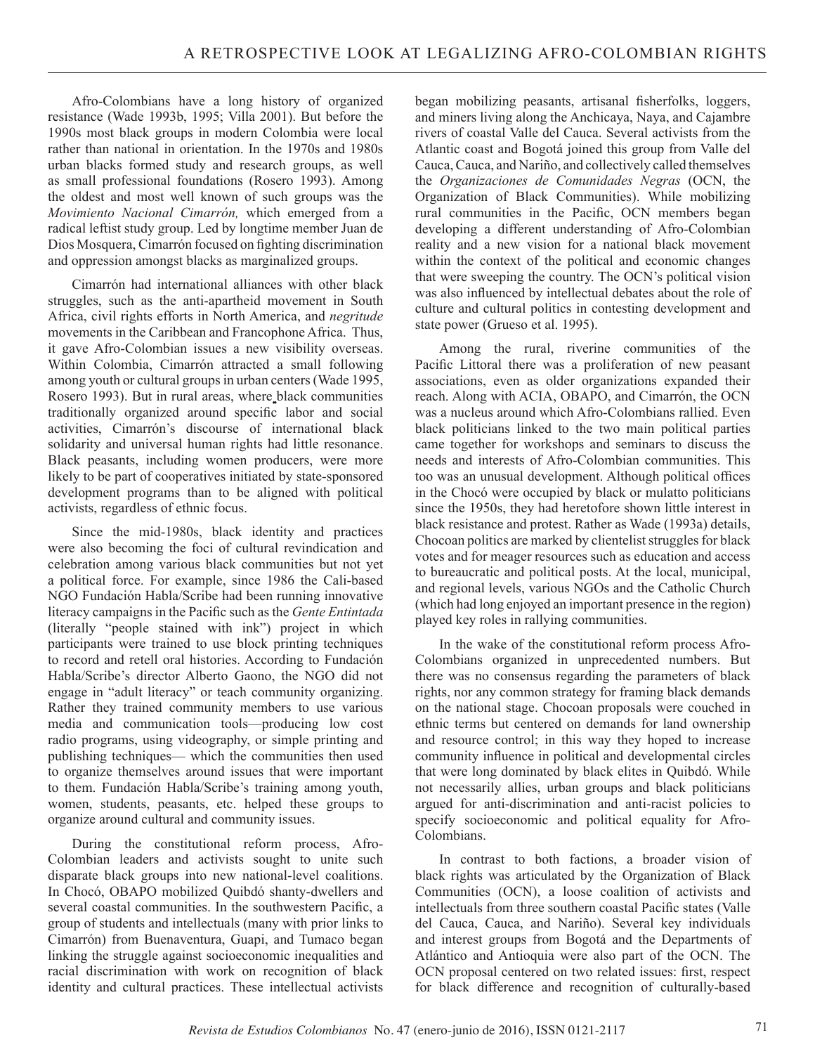Afro-Colombians have a long history of organized resistance (Wade 1993b, 1995; Villa 2001). But before the 1990s most black groups in modern Colombia were local rather than national in orientation. In the 1970s and 1980s urban blacks formed study and research groups, as well as small professional foundations (Rosero 1993). Among the oldest and most well known of such groups was the *Movimiento Nacional Cimarrón,* which emerged from a radical leftist study group. Led by longtime member Juan de Dios Mosquera, Cimarrón focused on fighting discrimination and oppression amongst blacks as marginalized groups.

Cimarrón had international alliances with other black struggles, such as the anti-apartheid movement in South Africa, civil rights efforts in North America, and *negritude* movements in the Caribbean and Francophone Africa. Thus, it gave Afro-Colombian issues a new visibility overseas. Within Colombia, Cimarrón attracted a small following among youth or cultural groups in urban centers (Wade 1995, Rosero 1993). But in rural areas, where black communities traditionally organized around specific labor and social activities, Cimarrón's discourse of international black solidarity and universal human rights had little resonance. Black peasants, including women producers, were more likely to be part of cooperatives initiated by state-sponsored development programs than to be aligned with political activists, regardless of ethnic focus.

Since the mid-1980s, black identity and practices were also becoming the foci of cultural revindication and celebration among various black communities but not yet a political force. For example, since 1986 the Cali-based NGO Fundación Habla/Scribe had been running innovative literacy campaigns in the Pacific such as the *Gente Entintada* (literally "people stained with ink") project in which participants were trained to use block printing techniques to record and retell oral histories. According to Fundación Habla/Scribe's director Alberto Gaono, the NGO did not engage in "adult literacy" or teach community organizing. Rather they trained community members to use various media and communication tools—producing low cost radio programs, using videography, or simple printing and publishing techniques— which the communities then used to organize themselves around issues that were important to them. Fundación Habla/Scribe's training among youth, women, students, peasants, etc. helped these groups to organize around cultural and community issues.

During the constitutional reform process, Afro-Colombian leaders and activists sought to unite such disparate black groups into new national-level coalitions. In Chocó, OBAPO mobilized Quibdó shanty-dwellers and several coastal communities. In the southwestern Pacific, a group of students and intellectuals (many with prior links to Cimarrón) from Buenaventura, Guapi, and Tumaco began linking the struggle against socioeconomic inequalities and racial discrimination with work on recognition of black identity and cultural practices. These intellectual activists began mobilizing peasants, artisanal fisherfolks, loggers, and miners living along the Anchicaya, Naya, and Cajambre rivers of coastal Valle del Cauca. Several activists from the Atlantic coast and Bogotá joined this group from Valle del Cauca, Cauca, and Nariño, and collectively called themselves the *Organizaciones de Comunidades Negras* (OCN, the Organization of Black Communities). While mobilizing rural communities in the Pacific, OCN members began developing a different understanding of Afro-Colombian reality and a new vision for a national black movement within the context of the political and economic changes that were sweeping the country. The OCN's political vision was also influenced by intellectual debates about the role of culture and cultural politics in contesting development and state power (Grueso et al. 1995).

Among the rural, riverine communities of the Pacific Littoral there was a proliferation of new peasant associations, even as older organizations expanded their reach. Along with ACIA, OBAPO, and Cimarrón, the OCN was a nucleus around which Afro-Colombians rallied. Even black politicians linked to the two main political parties came together for workshops and seminars to discuss the needs and interests of Afro-Colombian communities. This too was an unusual development. Although political offices in the Chocó were occupied by black or mulatto politicians since the 1950s, they had heretofore shown little interest in black resistance and protest. Rather as Wade (1993a) details, Chocoan politics are marked by clientelist struggles for black votes and for meager resources such as education and access to bureaucratic and political posts. At the local, municipal, and regional levels, various NGOs and the Catholic Church (which had long enjoyed an important presence in the region) played key roles in rallying communities.

In the wake of the constitutional reform process Afro-Colombians organized in unprecedented numbers. But there was no consensus regarding the parameters of black rights, nor any common strategy for framing black demands on the national stage. Chocoan proposals were couched in ethnic terms but centered on demands for land ownership and resource control; in this way they hoped to increase community influence in political and developmental circles that were long dominated by black elites in Quibdó. While not necessarily allies, urban groups and black politicians argued for anti-discrimination and anti-racist policies to specify socioeconomic and political equality for Afro-Colombians.

In contrast to both factions, a broader vision of black rights was articulated by the Organization of Black Communities (OCN), a loose coalition of activists and intellectuals from three southern coastal Pacific states (Valle del Cauca, Cauca, and Nariño). Several key individuals and interest groups from Bogotá and the Departments of Atlántico and Antioquia were also part of the OCN. The OCN proposal centered on two related issues: first, respect for black difference and recognition of culturally-based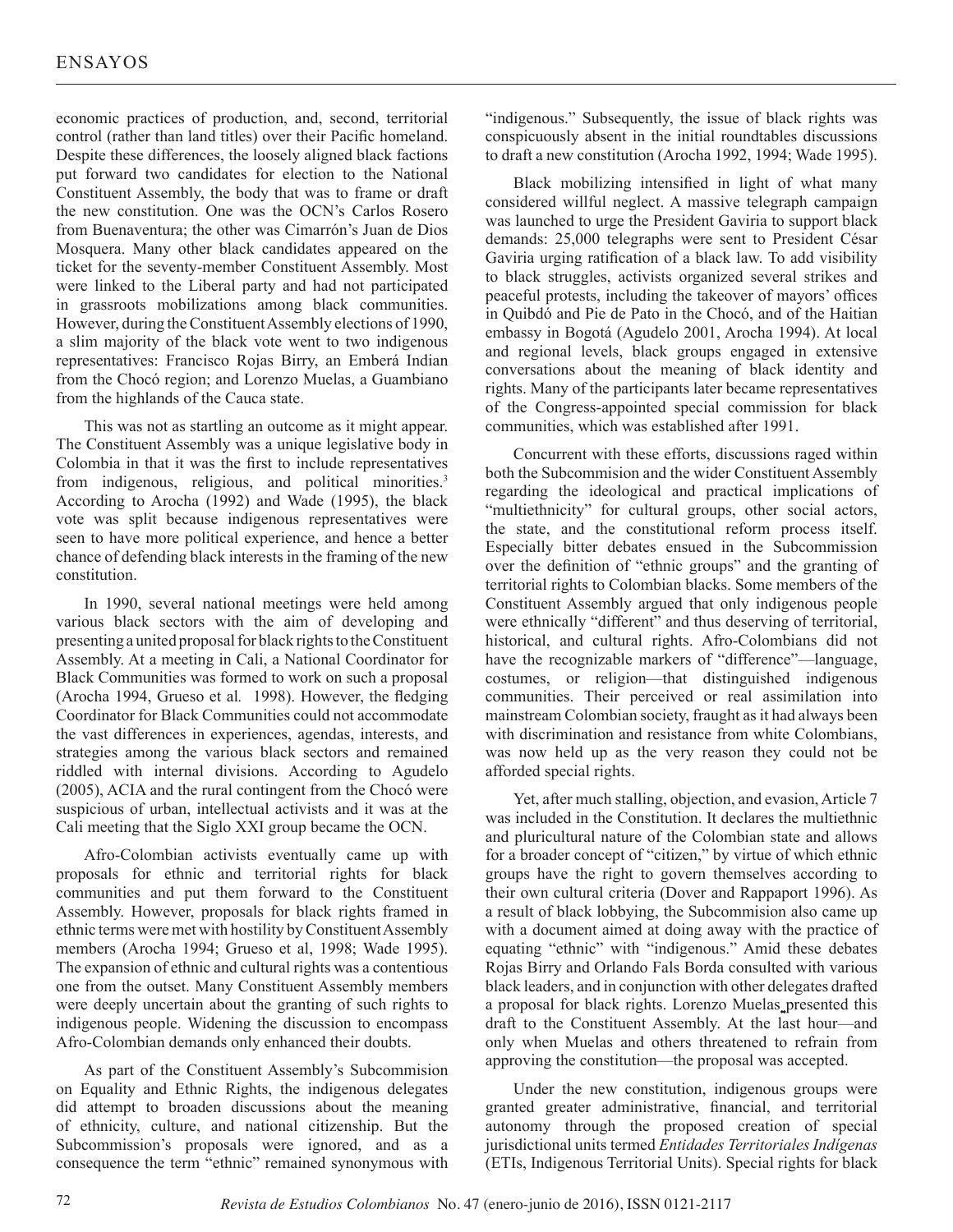economic practices of production, and, second, territorial control (rather than land titles) over their Pacific homeland. Despite these differences, the loosely aligned black factions put forward two candidates for election to the National Constituent Assembly, the body that was to frame or draft the new constitution. One was the OCN's Carlos Rosero from Buenaventura; the other was Cimarrón's Juan de Dios Mosquera. Many other black candidates appeared on the ticket for the seventy-member Constituent Assembly. Most were linked to the Liberal party and had not participated in grassroots mobilizations among black communities. However, during the Constituent Assembly elections of 1990, a slim majority of the black vote went to two indigenous representatives: Francisco Rojas Birry, an Emberá Indian from the Chocó region; and Lorenzo Muelas, a Guambiano from the highlands of the Cauca state.

This was not as startling an outcome as it might appear. The Constituent Assembly was a unique legislative body in Colombia in that it was the first to include representatives from indigenous, religious, and political minorities.[3] According to Arocha (1992) and Wade (1995), the black vote was split because indigenous representatives were seen to have more political experience, and hence a better chance of defending black interests in the framing of the new constitution.

In 1990, several national meetings were held among various black sectors with the aim of developing and presenting a united proposal for black rights to the Constituent Assembly. At a meeting in Cali, a National Coordinator for Black Communities was formed to work on such a proposal (Arocha 1994, Grueso et al*.* 1998). However, the fledging Coordinator for Black Communities could not accommodate the vast differences in experiences, agendas, interests, and strategies among the various black sectors and remained riddled with internal divisions. According to Agudelo (2005), ACIA and the rural contingent from the Chocó were suspicious of urban, intellectual activists and it was at the Cali meeting that the Siglo XXI group became the OCN.

Afro-Colombian activists eventually came up with proposals for ethnic and territorial rights for black communities and put them forward to the Constituent Assembly. However, proposals for black rights framed in ethnic terms were met with hostility by Constituent Assembly members (Arocha 1994; Grueso et al, 1998; Wade 1995). The expansion of ethnic and cultural rights was a contentious one from the outset. Many Constituent Assembly members were deeply uncertain about the granting of such rights to indigenous people. Widening the discussion to encompass Afro-Colombian demands only enhanced their doubts.

As part of the Constituent Assembly's Subcommision on Equality and Ethnic Rights, the indigenous delegates did attempt to broaden discussions about the meaning of ethnicity, culture, and national citizenship. But the Subcommission's proposals were ignored, and as a consequence the term "ethnic" remained synonymous with "indigenous." Subsequently, the issue of black rights was conspicuously absent in the initial roundtables discussions to draft a new constitution (Arocha 1992, 1994; Wade 1995).

Black mobilizing intensified in light of what many considered willful neglect. A massive telegraph campaign was launched to urge the President Gaviria to support black demands: 25,000 telegraphs were sent to President César Gaviria urging ratification of a black law. To add visibility to black struggles, activists organized several strikes and peaceful protests, including the takeover of mayors' offices in Quibdó and Pie de Pato in the Chocó, and of the Haitian embassy in Bogotá (Agudelo 2001, Arocha 1994). At local and regional levels, black groups engaged in extensive conversations about the meaning of black identity and rights. Many of the participants later became representatives of the Congress-appointed special commission for black communities, which was established after 1991.

Concurrent with these efforts, discussions raged within both the Subcommision and the wider Constituent Assembly regarding the ideological and practical implications of "multiethnicity" for cultural groups, other social actors, the state, and the constitutional reform process itself. Especially bitter debates ensued in the Subcommission over the definition of "ethnic groups" and the granting of territorial rights to Colombian blacks. Some members of the Constituent Assembly argued that only indigenous people were ethnically "different" and thus deserving of territorial, historical, and cultural rights. Afro-Colombians did not have the recognizable markers of "difference"—language, costumes, or religion—that distinguished indigenous communities. Their perceived or real assimilation into mainstream Colombian society, fraught as it had always been with discrimination and resistance from white Colombians, was now held up as the very reason they could not be afforded special rights.

Yet, after much stalling, objection, and evasion, Article 7 was included in the Constitution. It declares the multiethnic and pluricultural nature of the Colombian state and allows for a broader concept of "citizen," by virtue of which ethnic groups have the right to govern themselves according to their own cultural criteria (Dover and Rappaport 1996). As a result of black lobbying, the Subcommision also came up with a document aimed at doing away with the practice of equating "ethnic" with "indigenous." Amid these debates Rojas Birry and Orlando Fals Borda consulted with various black leaders, and in conjunction with other delegates drafted a proposal for black rights. Lorenzo Muelas presented this draft to the Constituent Assembly. At the last hour—and only when Muelas and others threatened to refrain from approving the constitution—the proposal was accepted.

Under the new constitution, indigenous groups were granted greater administrative, financial, and territorial autonomy through the proposed creation of special jurisdictional units termed *Entidades Territoriales Indígenas* (ETIs, Indigenous Territorial Units). Special rights for black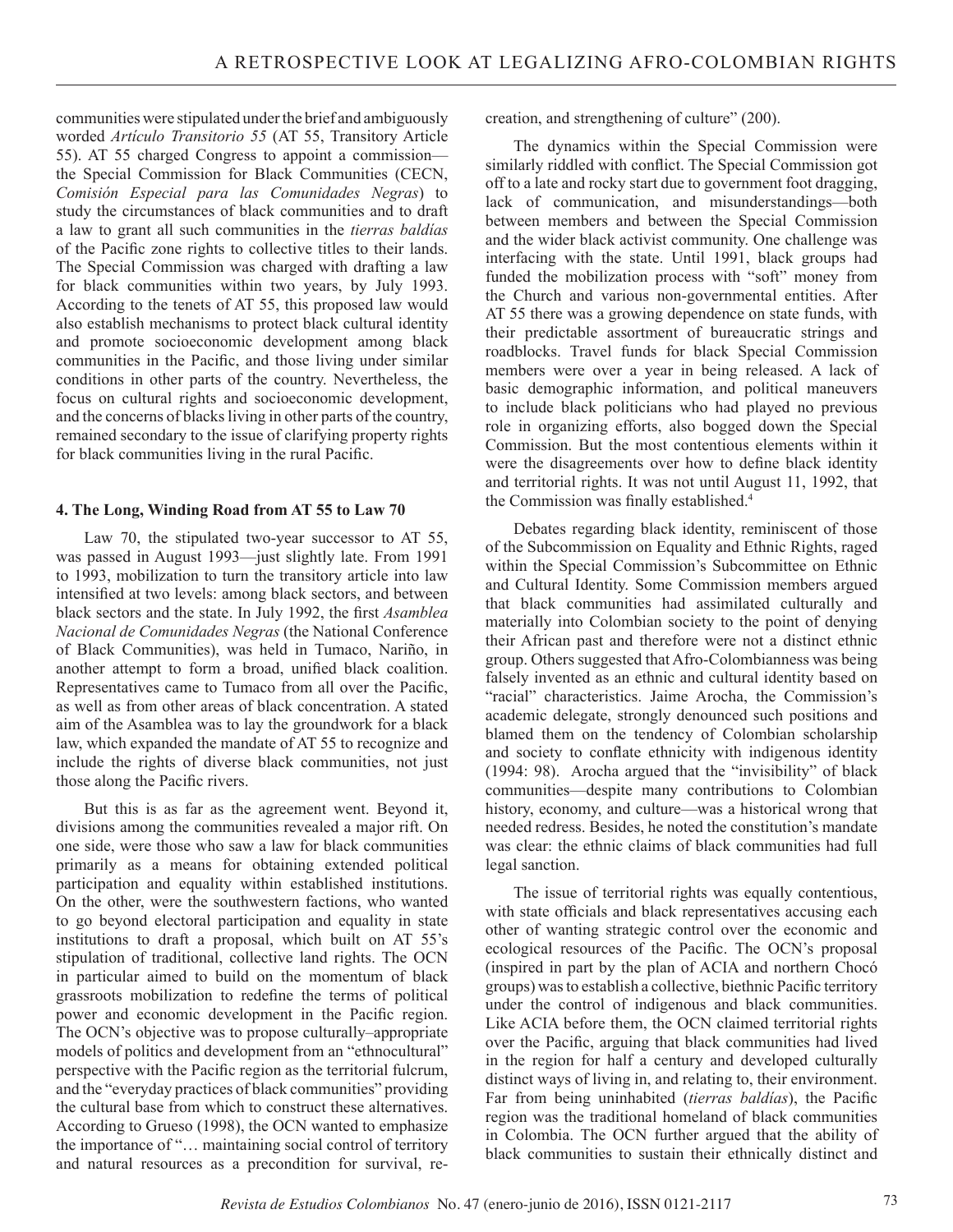communities were stipulated under the brief and ambiguously worded *Artículo Transitorio 55* (AT 55, Transitory Article 55). AT 55 charged Congress to appoint a commission—the Special Commission for Black Communities (CECN, *Comisión Especial para las Comunidades Negras*) to study the circumstances of black communities and to draft a law to grant all such communities in the *tierras baldías* of the Pacific zone rights to collective titles to their lands. The Special Commission was charged with drafting a law for black communities within two years, by July 1993. According to the tenets of AT 55, this proposed law would also establish mechanisms to protect black cultural identity and promote socioeconomic development among black communities in the Pacific, and those living under similar conditions in other parts of the country. Nevertheless, the focus on cultural rights and socioeconomic development, and the concerns of blacks living in other parts of the country, remained secondary to the issue of clarifying property rights for black communities living in the rural Pacific.

#### 4. The Long, Winding Road from AT 55 to Law 70

Law 70, the stipulated two-year successor to AT 55, was passed in August 1993—just slightly late. From 1991 to 1993, mobilization to turn the transitory article into law intensified at two levels: among black sectors, and between black sectors and the state. In July 1992, the first *Asamblea Nacional de Comunidades Negras* (the National Conference of Black Communities), was held in Tumaco, Nariño, in another attempt to form a broad, unified black coalition. Representatives came to Tumaco from all over the Pacific, as well as from other areas of black concentration. A stated aim of the Asamblea was to lay the groundwork for a black law, which expanded the mandate of AT 55 to recognize and include the rights of diverse black communities, not just those along the Pacific rivers.

But this is as far as the agreement went. Beyond it, divisions among the communities revealed a major rift. On one side, were those who saw a law for black communities primarily as a means for obtaining extended political participation and equality within established institutions. On the other, were the southwestern factions, who wanted to go beyond electoral participation and equality in state institutions to draft a proposal, which built on AT 55's stipulation of traditional, collective land rights. The OCN in particular aimed to build on the momentum of black grassroots mobilization to redefine the terms of political power and economic development in the Pacific region. The OCN's objective was to propose culturally–appropriate models of politics and development from an "ethnocultural" perspective with the Pacific region as the territorial fulcrum, and the "everyday practices of black communities" providing the cultural base from which to construct these alternatives. According to Grueso (1998), the OCN wanted to emphasize the importance of "… maintaining social control of territory and natural resources as a precondition for survival, re-creation, and strengthening of culture" (200).

The dynamics within the Special Commission were similarly riddled with conflict. The Special Commission got off to a late and rocky start due to government foot dragging, lack of communication, and misunderstandings—both between members and between the Special Commission and the wider black activist community. One challenge was interfacing with the state. Until 1991, black groups had funded the mobilization process with "soft" money from the Church and various non-governmental entities. After AT 55 there was a growing dependence on state funds, with their predictable assortment of bureaucratic strings and roadblocks. Travel funds for black Special Commission members were over a year in being released. A lack of basic demographic information, and political maneuvers to include black politicians who had played no previous role in organizing efforts, also bogged down the Special Commission. But the most contentious elements within it were the disagreements over how to define black identity and territorial rights. It was not until August 11, 1992, that the Commission was finally established.[4]

Debates regarding black identity, reminiscent of those of the Subcommission on Equality and Ethnic Rights, raged within the Special Commission's Subcommittee on Ethnic and Cultural Identity. Some Commission members argued that black communities had assimilated culturally and materially into Colombian society to the point of denying their African past and therefore were not a distinct ethnic group. Others suggested that Afro-Colombianness was being falsely invented as an ethnic and cultural identity based on "racial" characteristics. Jaime Arocha, the Commission's academic delegate, strongly denounced such positions and blamed them on the tendency of Colombian scholarship and society to conflate ethnicity with indigenous identity (1994: 98). Arocha argued that the "invisibility" of black communities—despite many contributions to Colombian history, economy, and culture—was a historical wrong that needed redress. Besides, he noted the constitution's mandate was clear: the ethnic claims of black communities had full legal sanction.

The issue of territorial rights was equally contentious, with state officials and black representatives accusing each other of wanting strategic control over the economic and ecological resources of the Pacific. The OCN's proposal (inspired in part by the plan of ACIA and northern Chocó groups) was to establish a collective, biethnic Pacific territory under the control of indigenous and black communities. Like ACIA before them, the OCN claimed territorial rights over the Pacific, arguing that black communities had lived in the region for half a century and developed culturally distinct ways of living in, and relating to, their environment. Far from being uninhabited (*tierras baldías*), the Pacific region was the traditional homeland of black communities in Colombia. The OCN further argued that the ability of black communities to sustain their ethnically distinct and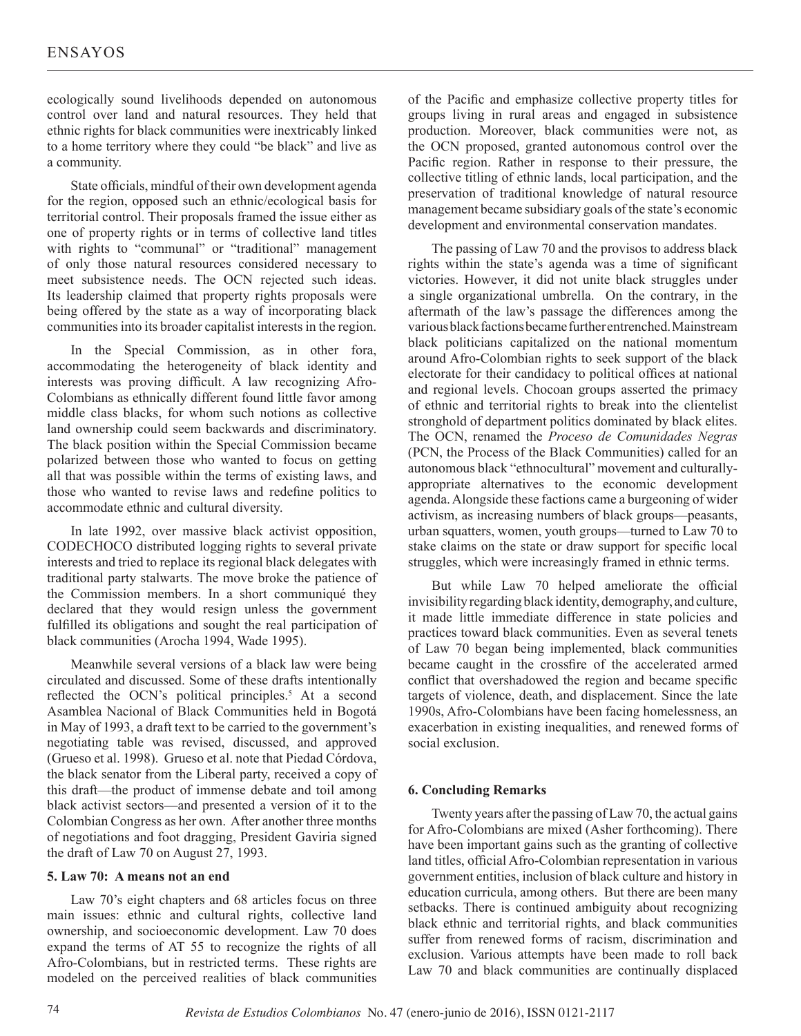ecologically sound livelihoods depended on autonomous control over land and natural resources. They held that ethnic rights for black communities were inextricably linked to a home territory where they could "be black" and live as a community.

State officials, mindful of their own development agenda for the region, opposed such an ethnic/ecological basis for territorial control. Their proposals framed the issue either as one of property rights or in terms of collective land titles with rights to "communal" or "traditional" management of only those natural resources considered necessary to meet subsistence needs. The OCN rejected such ideas. Its leadership claimed that property rights proposals were being offered by the state as a way of incorporating black communities into its broader capitalist interests in the region.

In the Special Commission, as in other fora, accommodating the heterogeneity of black identity and interests was proving difficult. A law recognizing Afro-Colombians as ethnically different found little favor among middle class blacks, for whom such notions as collective land ownership could seem backwards and discriminatory. The black position within the Special Commission became polarized between those who wanted to focus on getting all that was possible within the terms of existing laws, and those who wanted to revise laws and redefine politics to accommodate ethnic and cultural diversity.

In late 1992, over massive black activist opposition, CODECHOCO distributed logging rights to several private interests and tried to replace its regional black delegates with traditional party stalwarts. The move broke the patience of the Commission members. In a short communiqué they declared that they would resign unless the government fulfilled its obligations and sought the real participation of black communities (Arocha 1994, Wade 1995).

Meanwhile several versions of a black law were being circulated and discussed. Some of these drafts intentionally reflected the OCN's political principles.[5] At a second Asamblea Nacional of Black Communities held in Bogotá in May of 1993, a draft text to be carried to the government's negotiating table was revised, discussed, and approved (Grueso et al. 1998). Grueso et al. note that Piedad Córdova, the black senator from the Liberal party, received a copy of this draft—the product of immense debate and toil among black activist sectors—and presented a version of it to the Colombian Congress as her own. After another three months of negotiations and foot dragging, President Gaviria signed the draft of Law 70 on August 27, 1993.

## 5. Law 70: A means not an end

Law 70's eight chapters and 68 articles focus on three main issues: ethnic and cultural rights, collective land ownership, and socioeconomic development. Law 70 does expand the terms of AT 55 to recognize the rights of all Afro-Colombians, but in restricted terms. These rights are modeled on the perceived realities of black communities of the Pacific and emphasize collective property titles for groups living in rural areas and engaged in subsistence production. Moreover, black communities were not, as the OCN proposed, granted autonomous control over the Pacific region. Rather in response to their pressure, the collective titling of ethnic lands, local participation, and the preservation of traditional knowledge of natural resource management became subsidiary goals of the state's economic development and environmental conservation mandates.

The passing of Law 70 and the provisos to address black rights within the state's agenda was a time of significant victories. However, it did not unite black struggles under a single organizational umbrella. On the contrary, in the aftermath of the law's passage the differences among the various black factions became further entrenched. Mainstream black politicians capitalized on the national momentum around Afro-Colombian rights to seek support of the black electorate for their candidacy to political offices at national and regional levels. Chocoan groups asserted the primacy of ethnic and territorial rights to break into the clientelist stronghold of department politics dominated by black elites. The OCN, renamed the *Proceso de Comunidades Negras* (PCN, the Process of the Black Communities) called for an autonomous black "ethnocultural" movement and culturally-appropriate alternatives to the economic development agenda. Alongside these factions came a burgeoning of wider activism, as increasing numbers of black groups—peasants, urban squatters, women, youth groups—turned to Law 70 to stake claims on the state or draw support for specific local struggles, which were increasingly framed in ethnic terms.

But while Law 70 helped ameliorate the official invisibility regarding black identity, demography, and culture, it made little immediate difference in state policies and practices toward black communities. Even as several tenets of Law 70 began being implemented, black communities became caught in the crossfire of the accelerated armed conflict that overshadowed the region and became specific targets of violence, death, and displacement. Since the late 1990s, Afro-Colombians have been facing homelessness, an exacerbation in existing inequalities, and renewed forms of social exclusion.

## 6. Concluding Remarks

Twenty years after the passing of Law 70, the actual gains for Afro-Colombians are mixed (Asher forthcoming). There have been important gains such as the granting of collective land titles, official Afro-Colombian representation in various government entities, inclusion of black culture and history in education curricula, among others. But there are been many setbacks. There is continued ambiguity about recognizing black ethnic and territorial rights, and black communities suffer from renewed forms of racism, discrimination and exclusion. Various attempts have been made to roll back Law 70 and black communities are continually displaced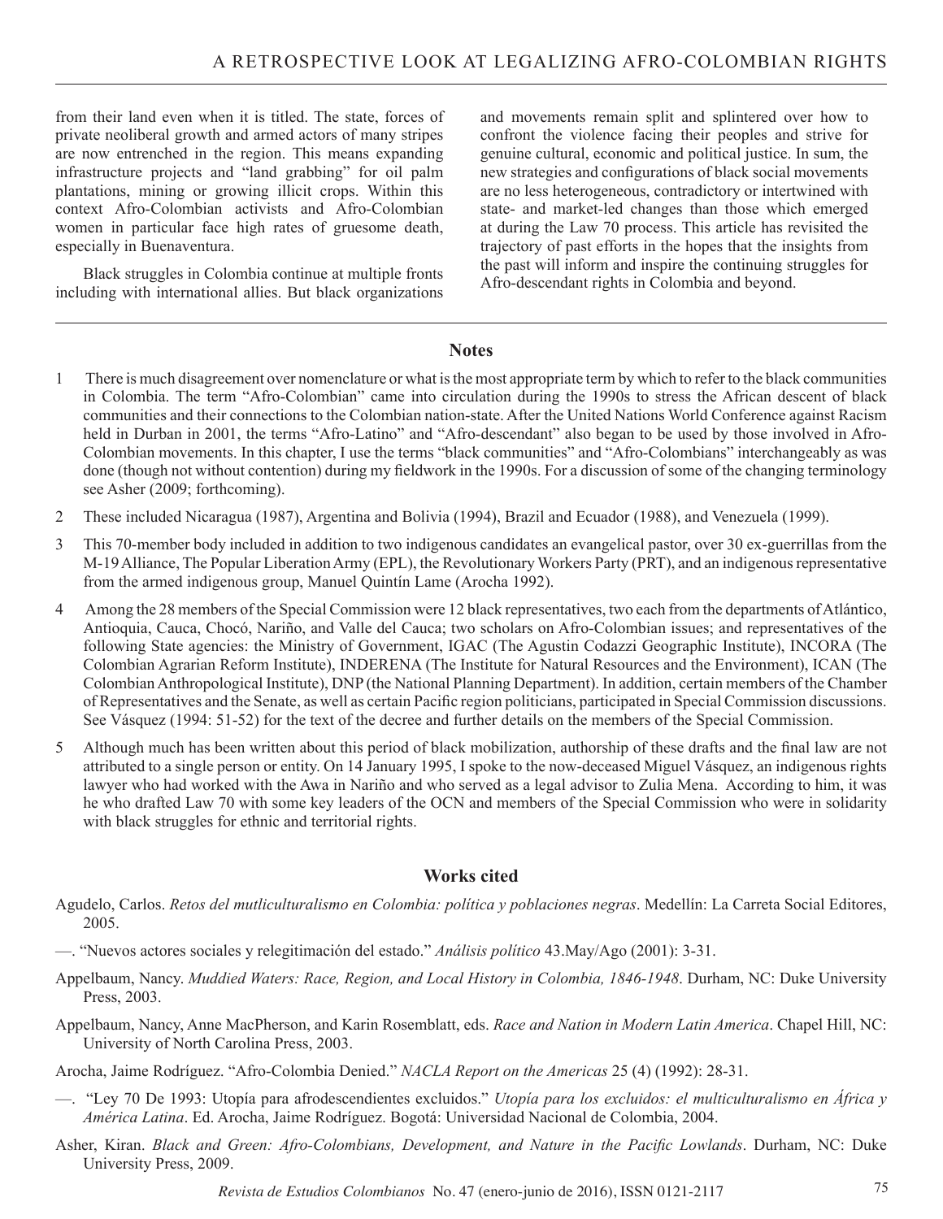from their land even when it is titled. The state, forces of private neoliberal growth and armed actors of many stripes are now entrenched in the region. This means expanding infrastructure projects and "land grabbing" for oil palm plantations, mining or growing illicit crops. Within this context Afro-Colombian activists and Afro-Colombian women in particular face high rates of gruesome death, especially in Buenaventura.

Black struggles in Colombia continue at multiple fronts including with international allies. But black organizations and movements remain split and splintered over how to confront the violence facing their peoples and strive for genuine cultural, economic and political justice. In sum, the new strategies and configurations of black social movements are no less heterogeneous, contradictory or intertwined with state- and market-led changes than those which emerged at during the Law 70 process. This article has revisited the trajectory of past efforts in the hopes that the insights from the past will inform and inspire the continuing struggles for Afro-descendant rights in Colombia and beyond.

## Notes

1. There is much disagreement over nomenclature or what is the most appropriate term by which to refer to the black communities in Colombia. The term "Afro-Colombian" came into circulation during the 1990s to stress the African descent of black communities and their connections to the Colombian nation-state. After the United Nations World Conference against Racism held in Durban in 2001, the terms "Afro-Latino" and "Afro-descendant" also began to be used by those involved in Afro-Colombian movements. In this chapter, I use the terms "black communities" and "Afro-Colombians" interchangeably as was done (though not without contention) during my fieldwork in the 1990s. For a discussion of some of the changing terminology see Asher (2009; forthcoming).

2. These included Nicaragua (1987), Argentina and Bolivia (1994), Brazil and Ecuador (1988), and Venezuela (1999).

3. This 70-member body included in addition to two indigenous candidates an evangelical pastor, over 30 ex-guerrillas from the M-19 Alliance, The Popular Liberation Army (EPL), the Revolutionary Workers Party (PRT), and an indigenous representative from the armed indigenous group, Manuel Quintín Lame (Arocha 1992).

4. Among the 28 members of the Special Commission were 12 black representatives, two each from the departments of Atlántico, Antioquia, Cauca, Chocó, Nariño, and Valle del Cauca; two scholars on Afro-Colombian issues; and representatives of the following State agencies: the Ministry of Government, IGAC (The Agustin Codazzi Geographic Institute), INCORA (The Colombian Agrarian Reform Institute), INDERENA (The Institute for Natural Resources and the Environment), ICAN (The Colombian Anthropological Institute), DNP (the National Planning Department). In addition, certain members of the Chamber of Representatives and the Senate, as well as certain Pacific region politicians, participated in Special Commission discussions. See Vásquez (1994: 51-52) for the text of the decree and further details on the members of the Special Commission.

5. Although much has been written about this period of black mobilization, authorship of these drafts and the final law are not attributed to a single person or entity. On 14 January 1995, I spoke to the now-deceased Miguel Vásquez, an indigenous rights lawyer who had worked with the Awa in Nariño and who served as a legal advisor to Zulia Mena. According to him, it was he who drafted Law 70 with some key leaders of the OCN and members of the Special Commission who were in solidarity with black struggles for ethnic and territorial rights.

## Works cited

Agudelo, Carlos. *Retos del mutlículturalismo en Colombia: política y poblaciones negras*. Medellín: La Carreta Social Editores, 2005.

—. "Nuevos actores sociales y relegitimación del estado." *Análisis político* 43.May/Ago (2001): 3-31.

Appelbaum, Nancy. *Muddied Waters: Race, Region, and Local History in Colombia, 1846-1948*. Durham, NC: Duke University Press, 2003.

Appelbaum, Nancy, Anne MacPherson, and Karin Rosemblatt, eds. *Race and Nation in Modern Latin America*. Chapel Hill, NC: University of North Carolina Press, 2003.

Arocha, Jaime Rodríguez. "Afro-Colombia Denied." *NACLA Report on the Americas* 25 (4) (1992): 28-31.

—. "Ley 70 De 1993: Utopía para afrodescendientes excluidos." *Utopía para los excluidos: el multiculturalismo en África y América Latina*. Ed. Arocha, Jaime Rodríguez. Bogotá: Universidad Nacional de Colombia, 2004.

Asher, Kiran. *Black and Green: Afro-Colombians, Development, and Nature in the Pacific Lowlands*. Durham, NC: Duke University Press, 2009.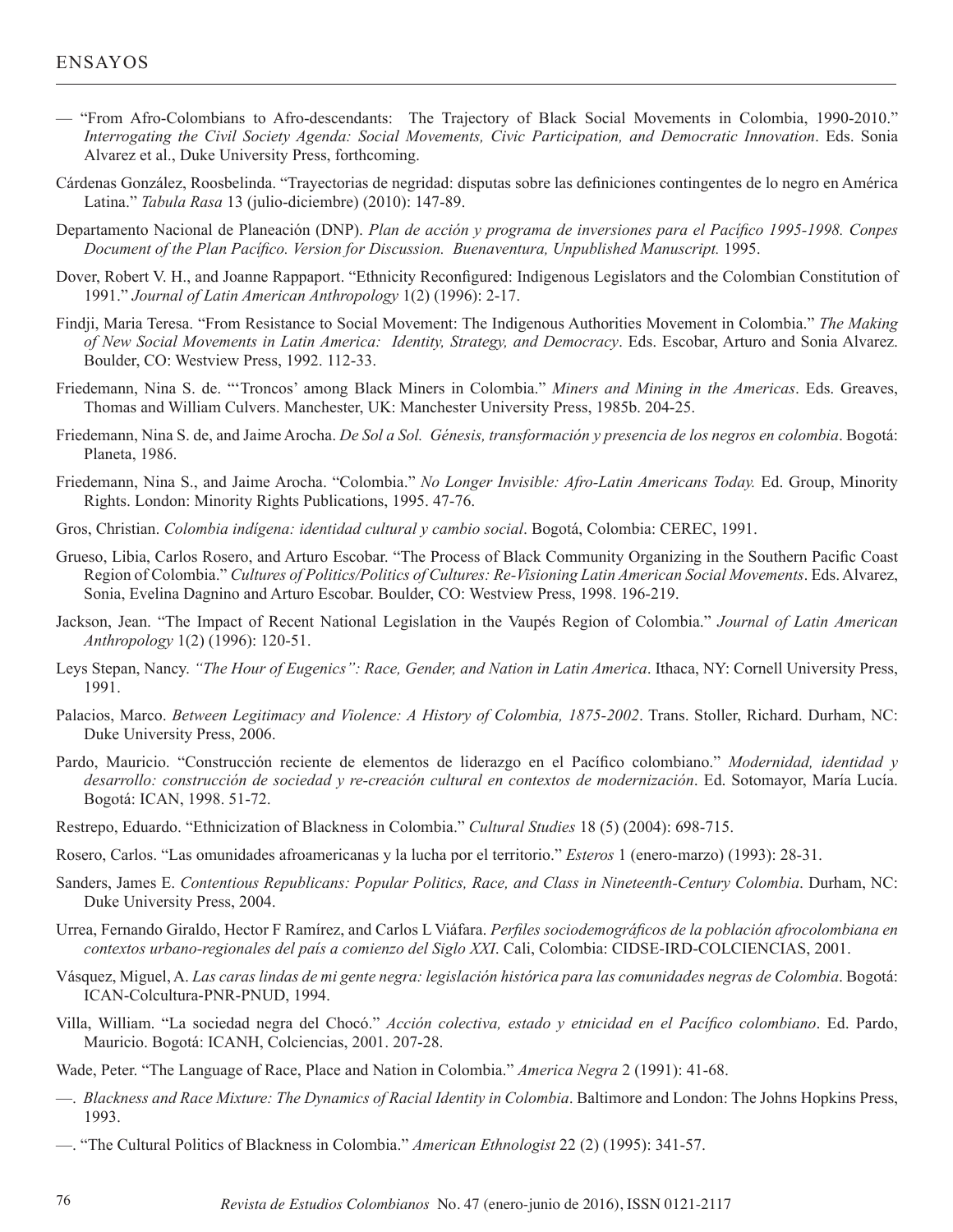— "From Afro-Colombians to Afro-descendants: The Trajectory of Black Social Movements in Colombia, 1990-2010." *Interrogating the Civil Society Agenda: Social Movements, Civic Participation, and Democratic Innovation*. Eds. Sonia Alvarez et al., Duke University Press, forthcoming.

Cárdenas González, Roosbelinda. "Trayectorias de negridad: disputas sobre las definiciones contingentes de lo negro en América Latina." *Tabula Rasa* 13 (julio-diciembre) (2010): 147-89.

Departamento Nacional de Planeación (DNP). *Plan de acción y programa de inversiones para el Pacífico 1995-1998. Conpes Document of the Plan Pacífico. Version for Discussion. Buenaventura, Unpublished Manuscript.* 1995.

Dover, Robert V. H., and Joanne Rappaport. "Ethnicity Reconfigured: Indigenous Legislators and the Colombian Constitution of 1991." *Journal of Latin American Anthropology* 1(2) (1996): 2-17.

Findji, Maria Teresa. "From Resistance to Social Movement: The Indigenous Authorities Movement in Colombia." *The Making of New Social Movements in Latin America: Identity, Strategy, and Democracy*. Eds. Escobar, Arturo and Sonia Alvarez. Boulder, CO: Westview Press, 1992. 112-33.

Friedemann, Nina S. de. "'Troncos' among Black Miners in Colombia." *Miners and Mining in the Americas*. Eds. Greaves, Thomas and William Culvers. Manchester, UK: Manchester University Press, 1985b. 204-25.

Friedemann, Nina S. de, and Jaime Arocha. *De Sol a Sol. Génesis, transformación y presencia de los negros en colombia*. Bogotá: Planeta, 1986.

Friedemann, Nina S., and Jaime Arocha. "Colombia." *No Longer Invisible: Afro-Latin Americans Today.* Ed. Group, Minority Rights. London: Minority Rights Publications, 1995. 47-76.

Gros, Christian. *Colombia indígena: identidad cultural y cambio social*. Bogotá, Colombia: CEREC, 1991.

Grueso, Libia, Carlos Rosero, and Arturo Escobar. "The Process of Black Community Organizing in the Southern Pacific Coast Region of Colombia." *Cultures of Politics/Politics of Cultures: Re-Visioning Latin American Social Movements*. Eds. Alvarez, Sonia, Evelina Dagnino and Arturo Escobar. Boulder, CO: Westview Press, 1998. 196-219.

Jackson, Jean. "The Impact of Recent National Legislation in the Vaupés Region of Colombia." *Journal of Latin American Anthropology* 1(2) (1996): 120-51.

Leys Stepan, Nancy. *"The Hour of Eugenics": Race, Gender, and Nation in Latin America*. Ithaca, NY: Cornell University Press, 1991.

Palacios, Marco. *Between Legitimacy and Violence: A History of Colombia, 1875-2002*. Trans. Stoller, Richard. Durham, NC: Duke University Press, 2006.

Pardo, Mauricio. "Construcción reciente de elementos de liderazgo en el Pacífico colombiano." *Modernidad, identidad y desarrollo: construcción de sociedad y re-creación cultural en contextos de modernización*. Ed. Sotomayor, María Lucía. Bogotá: ICAN, 1998. 51-72.

Restrepo, Eduardo. "Ethnicization of Blackness in Colombia." *Cultural Studies* 18 (5) (2004): 698-715.

Rosero, Carlos. "Las omunidades afroamericanas y la lucha por el territorio." *Esteros* 1 (enero-marzo) (1993): 28-31.

Sanders, James E. *Contentious Republicans: Popular Politics, Race, and Class in Nineteenth-Century Colombia*. Durham, NC: Duke University Press, 2004.

Urrea, Fernando Giraldo, Hector F Ramírez, and Carlos L Viáfara. *Perfiles sociodemográficos de la población afrocolombiana en contextos urbano-regionales del país a comienzo del Siglo XXI.* Cali, Colombia: CIDSE-IRD-COLCIENCIAS, 2001.

Vásquez, Miguel, A. *Las caras lindas de mi gente negra: legislación histórica para las comunidades negras de Colombia*. Bogotá: ICAN-Colcultura-PNR-PNUD, 1994.

Villa, William. "La sociedad negra del Chocó." *Acción colectiva, estado y etnicidad en el Pacífico colombiano*. Ed. Pardo, Mauricio. Bogotá: ICANH, Colciencias, 2001. 207-28.

Wade, Peter. "The Language of Race, Place and Nation in Colombia." *America Negra* 2 (1991): 41-68.

—. *Blackness and Race Mixture: The Dynamics of Racial Identity in Colombia*. Baltimore and London: The Johns Hopkins Press, 1993.

—. "The Cultural Politics of Blackness in Colombia." *American Ethnologist* 22 (2) (1995): 341-57.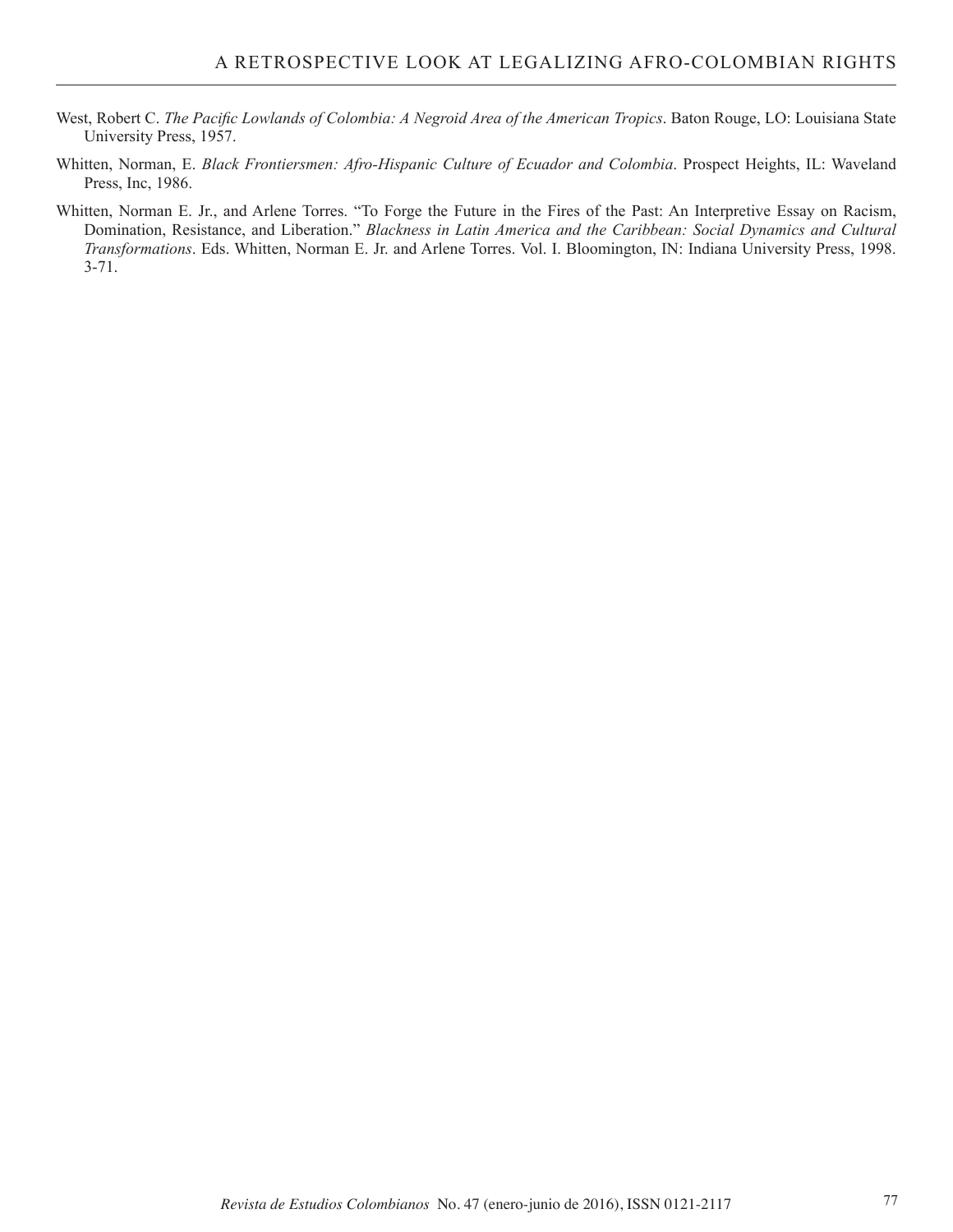West, Robert C. *The Pacific Lowlands of Colombia: A Negroid Area of the American Tropics*. Baton Rouge, LO: Louisiana State University Press, 1957.

Whitten, Norman, E. *Black Frontiersmen: Afro-Hispanic Culture of Ecuador and Colombia*. Prospect Heights, IL: Waveland Press, Inc, 1986.

Whitten, Norman E. Jr., and Arlene Torres. "To Forge the Future in the Fires of the Past: An Interpretive Essay on Racism, Domination, Resistance, and Liberation." *Blackness in Latin America and the Caribbean: Social Dynamics and Cultural Transformations*. Eds. Whitten, Norman E. Jr. and Arlene Torres. Vol. I. Bloomington, IN: Indiana University Press, 1998. 3-71.